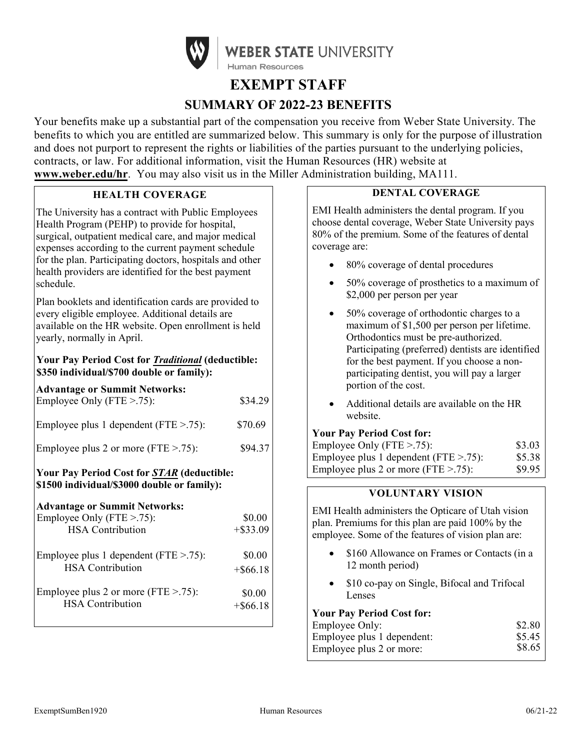WEBER STATE UNIVERSITY
Human Resources

# EXEMPT STAFF

## SUMMARY OF 2022-23 BENEFITS

Your benefits make up a substantial part of the compensation you receive from Weber State University. The benefits to which you are entitled are summarized below. This summary is only for the purpose of illustration and does not purport to represent the rights or liabilities of the parties pursuant to the underlying policies, contracts, or law. For additional information, visit the Human Resources (HR) website at **www.weber.edu/hr**. You may also visit us in the Miller Administration building, MA111.

### HEALTH COVERAGE

The University has a contract with Public Employees Health Program (PEHP) to provide for hospital, surgical, outpatient medical care, and major medical expenses according to the current payment schedule for the plan. Participating doctors, hospitals and other health providers are identified for the best payment schedule.

Plan booklets and identification cards are provided to every eligible employee. Additional details are available on the HR website. Open enrollment is held yearly, normally in April.

**Your Pay Period Cost for *Traditional* (deductible: $350 individual/$700 double or family):**

**Advantage or Summit Networks:**

| | |
|---|---|
| Employee Only (FTE >.75): | $34.29 |
| Employee plus 1 dependent (FTE >.75): | $70.69 |
| Employee plus 2 or more (FTE >.75): | $94.37 |

**Your Pay Period Cost for *STAR* (deductible: $1500 individual/$3000 double or family):**

**Advantage or Summit Networks:**

| | |
|---|---|
| Employee Only (FTE >.75): | $0.00 |
| HSA Contribution | +$33.09 |
| Employee plus 1 dependent (FTE >.75): | $0.00 |
| HSA Contribution | +$66.18 |
| Employee plus 2 or more (FTE >.75): | $0.00 |
| HSA Contribution | +$66.18 |

### DENTAL COVERAGE

EMI Health administers the dental program. If you choose dental coverage, Weber State University pays 80% of the premium. Some of the features of dental coverage are:

- 80% coverage of dental procedures
- 50% coverage of prosthetics to a maximum of $2,000 per person per year
- 50% coverage of orthodontic charges to a maximum of $1,500 per person per lifetime. Orthodontics must be pre-authorized. Participating (preferred) dentists are identified for the best payment. If you choose a non-participating dentist, you will pay a larger portion of the cost.
- Additional details are available on the HR website.

**Your Pay Period Cost for:**

| | |
|---|---|
| Employee Only (FTE >.75): | $3.03 |
| Employee plus 1 dependent (FTE >.75): | $5.38 |
| Employee plus 2 or more (FTE >.75): | $9.95 |

### VOLUNTARY VISION

EMI Health administers the Opticare of Utah vision plan. Premiums for this plan are paid 100% by the employee. Some of the features of vision plan are:

- $160 Allowance on Frames or Contacts (in a 12 month period)
- $10 co-pay on Single, Bifocal and Trifocal Lenses

**Your Pay Period Cost for:**

| | |
|---|---|
| Employee Only: | $2.80 |
| Employee plus 1 dependent: | $5.45 |
| Employee plus 2 or more: | $8.65 |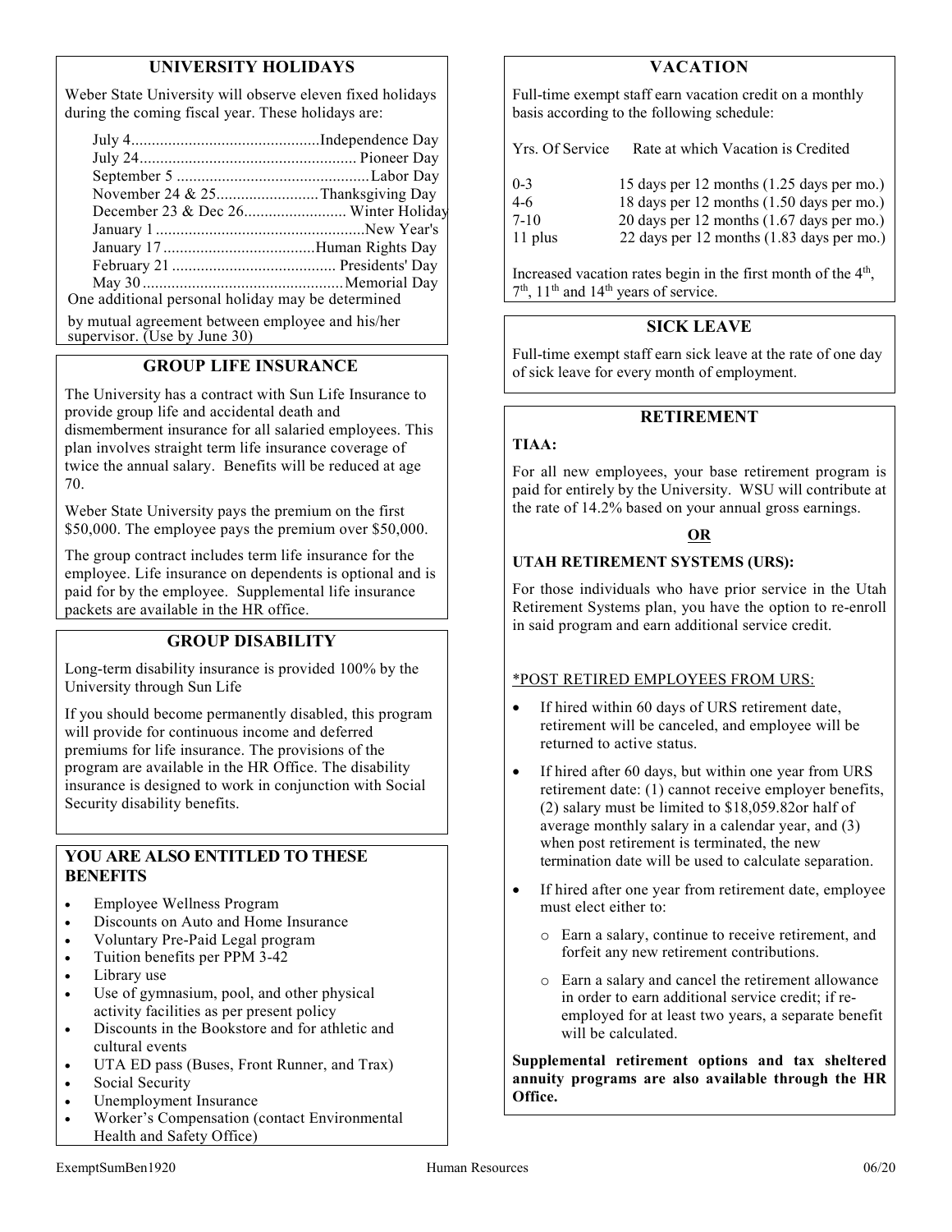## UNIVERSITY HOLIDAYS

Weber State University will observe eleven fixed holidays during the coming fiscal year. These holidays are:

| | |
|---|---|
| July 4 | Independence Day |
| July 24 | Pioneer Day |
| September 5 | Labor Day |
| November 24 & 25 | Thanksgiving Day |
| December 23 & Dec 26 | Winter Holiday |
| January 1 | New Year's |
| January 17 | Human Rights Day |
| February 21 | Presidents' Day |
| May 30 | Memorial Day |

One additional personal holiday may be determined by mutual agreement between employee and his/her supervisor. (Use by June 30)

## GROUP LIFE INSURANCE

The University has a contract with Sun Life Insurance to provide group life and accidental death and dismemberment insurance for all salaried employees. This plan involves straight term life insurance coverage of twice the annual salary. Benefits will be reduced at age 70.

Weber State University pays the premium on the first $50,000. The employee pays the premium over $50,000.

The group contract includes term life insurance for the employee. Life insurance on dependents is optional and is paid for by the employee. Supplemental life insurance packets are available in the HR office.

## GROUP DISABILITY

Long-term disability insurance is provided 100% by the University through Sun Life

If you should become permanently disabled, this program will provide for continuous income and deferred premiums for life insurance. The provisions of the program are available in the HR Office. The disability insurance is designed to work in conjunction with Social Security disability benefits.

## YOU ARE ALSO ENTITLED TO THESE BENEFITS

- Employee Wellness Program
- Discounts on Auto and Home Insurance
- Voluntary Pre-Paid Legal program
- Tuition benefits per PPM 3-42
- Library use
- Use of gymnasium, pool, and other physical activity facilities as per present policy
- Discounts in the Bookstore and for athletic and cultural events
- UTA ED pass (Buses, Front Runner, and Trax)
- Social Security
- Unemployment Insurance
- Worker's Compensation (contact Environmental Health and Safety Office)

## VACATION

Full-time exempt staff earn vacation credit on a monthly basis according to the following schedule:

| Yrs. Of Service | Rate at which Vacation is Credited |
|---|---|
| 0-3 | 15 days per 12 months (1.25 days per mo.) |
| 4-6 | 18 days per 12 months (1.50 days per mo.) |
| 7-10 | 20 days per 12 months (1.67 days per mo.) |
| 11 plus | 22 days per 12 months (1.83 days per mo.) |

Increased vacation rates begin in the first month of the 4th, 7th, 11th and 14th years of service.

## SICK LEAVE

Full-time exempt staff earn sick leave at the rate of one day of sick leave for every month of employment.

## RETIREMENT

**TIAA:**

For all new employees, your base retirement program is paid for entirely by the University. WSU will contribute at the rate of 14.2% based on your annual gross earnings.

**OR**

**UTAH RETIREMENT SYSTEMS (URS):**

For those individuals who have prior service in the Utah Retirement Systems plan, you have the option to re-enroll in said program and earn additional service credit.

*POST RETIRED EMPLOYEES FROM URS:

- If hired within 60 days of URS retirement date, retirement will be canceled, and employee will be returned to active status.
- If hired after 60 days, but within one year from URS retirement date: (1) cannot receive employer benefits, (2) salary must be limited to $18,059.82or half of average monthly salary in a calendar year, and (3) when post retirement is terminated, the new termination date will be used to calculate separation.
- If hired after one year from retirement date, employee must elect either to:
  - Earn a salary, continue to receive retirement, and forfeit any new retirement contributions.
  - Earn a salary and cancel the retirement allowance in order to earn additional service credit; if re-employed for at least two years, a separate benefit will be calculated.

**Supplemental retirement options and tax sheltered annuity programs are also available through the HR Office.**